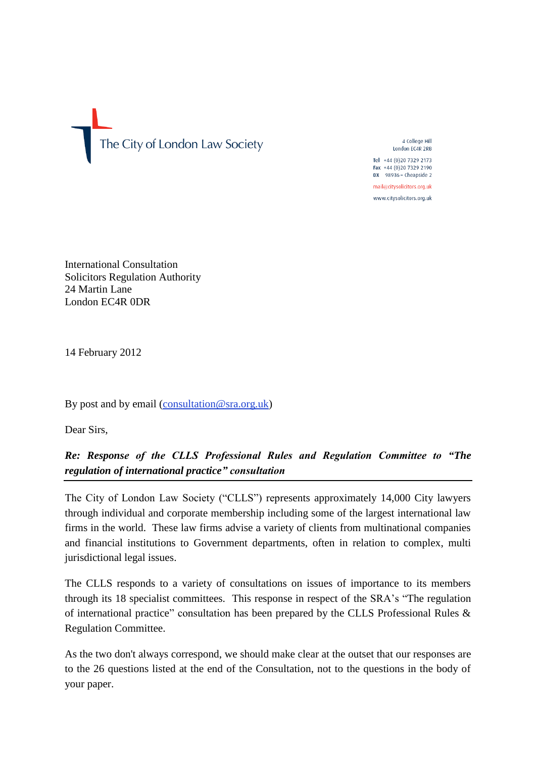The City of London Law Society

4 College Hill
London EC4R 2RB

Tel +44 (0)20 7329 2173
Fax +44 (0)20 7329 2190
DX 98936 – Cheapside 2

mail@citysolicitors.org.uk

www.citysolicitors.org.uk

International Consultation
Solicitors Regulation Authority
24 Martin Lane
London EC4R 0DR

14 February 2012

By post and by email (consultation@sra.org.uk)

Dear Sirs,

***Re: Response of the CLLS Professional Rules and Regulation Committee to "The regulation of international practice" consultation***

The City of London Law Society ("CLLS") represents approximately 14,000 City lawyers through individual and corporate membership including some of the largest international law firms in the world. These law firms advise a variety of clients from multinational companies and financial institutions to Government departments, often in relation to complex, multi jurisdictional legal issues.

The CLLS responds to a variety of consultations on issues of importance to its members through its 18 specialist committees. This response in respect of the SRA's "The regulation of international practice" consultation has been prepared by the CLLS Professional Rules & Regulation Committee.

As the two don't always correspond, we should make clear at the outset that our responses are to the 26 questions listed at the end of the Consultation, not to the questions in the body of your paper.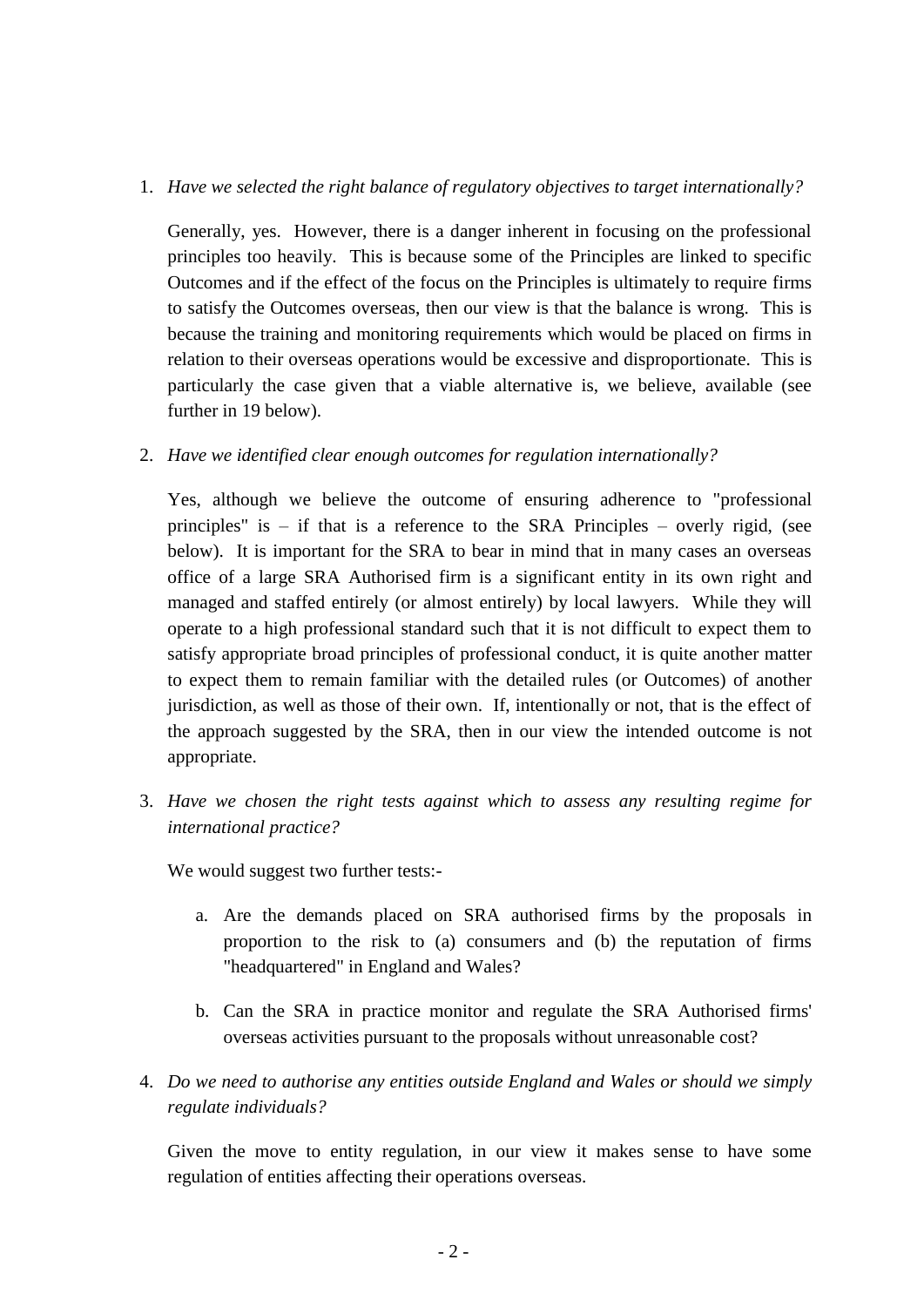1. *Have we selected the right balance of regulatory objectives to target internationally?*

   Generally, yes. However, there is a danger inherent in focusing on the professional principles too heavily. This is because some of the Principles are linked to specific Outcomes and if the effect of the focus on the Principles is ultimately to require firms to satisfy the Outcomes overseas, then our view is that the balance is wrong. This is because the training and monitoring requirements which would be placed on firms in relation to their overseas operations would be excessive and disproportionate. This is particularly the case given that a viable alternative is, we believe, available (see further in 19 below).

2. *Have we identified clear enough outcomes for regulation internationally?*

   Yes, although we believe the outcome of ensuring adherence to "professional principles" is – if that is a reference to the SRA Principles – overly rigid, (see below). It is important for the SRA to bear in mind that in many cases an overseas office of a large SRA Authorised firm is a significant entity in its own right and managed and staffed entirely (or almost entirely) by local lawyers. While they will operate to a high professional standard such that it is not difficult to expect them to satisfy appropriate broad principles of professional conduct, it is quite another matter to expect them to remain familiar with the detailed rules (or Outcomes) of another jurisdiction, as well as those of their own. If, intentionally or not, that is the effect of the approach suggested by the SRA, then in our view the intended outcome is not appropriate.

3. *Have we chosen the right tests against which to assess any resulting regime for international practice?*

   We would suggest two further tests:-

   a. Are the demands placed on SRA authorised firms by the proposals in proportion to the risk to (a) consumers and (b) the reputation of firms "headquartered" in England and Wales?

   b. Can the SRA in practice monitor and regulate the SRA Authorised firms' overseas activities pursuant to the proposals without unreasonable cost?

4. *Do we need to authorise any entities outside England and Wales or should we simply regulate individuals?*

   Given the move to entity regulation, in our view it makes sense to have some regulation of entities affecting their operations overseas.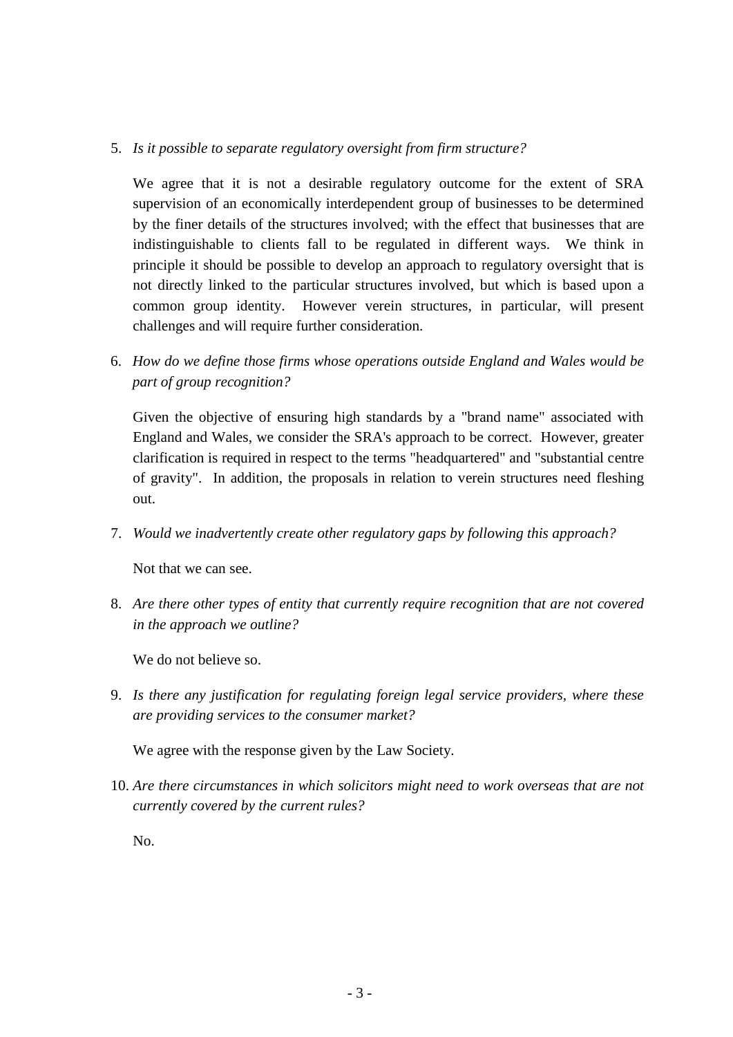5. *Is it possible to separate regulatory oversight from firm structure?*

   We agree that it is not a desirable regulatory outcome for the extent of SRA supervision of an economically interdependent group of businesses to be determined by the finer details of the structures involved; with the effect that businesses that are indistinguishable to clients fall to be regulated in different ways. We think in principle it should be possible to develop an approach to regulatory oversight that is not directly linked to the particular structures involved, but which is based upon a common group identity. However verein structures, in particular, will present challenges and will require further consideration.

6. *How do we define those firms whose operations outside England and Wales would be part of group recognition?*

   Given the objective of ensuring high standards by a "brand name" associated with England and Wales, we consider the SRA's approach to be correct. However, greater clarification is required in respect to the terms "headquartered" and "substantial centre of gravity". In addition, the proposals in relation to verein structures need fleshing out.

7. *Would we inadvertently create other regulatory gaps by following this approach?*

   Not that we can see.

8. *Are there other types of entity that currently require recognition that are not covered in the approach we outline?*

   We do not believe so.

9. *Is there any justification for regulating foreign legal service providers, where these are providing services to the consumer market?*

   We agree with the response given by the Law Society.

10. *Are there circumstances in which solicitors might need to work overseas that are not currently covered by the current rules?*

    No.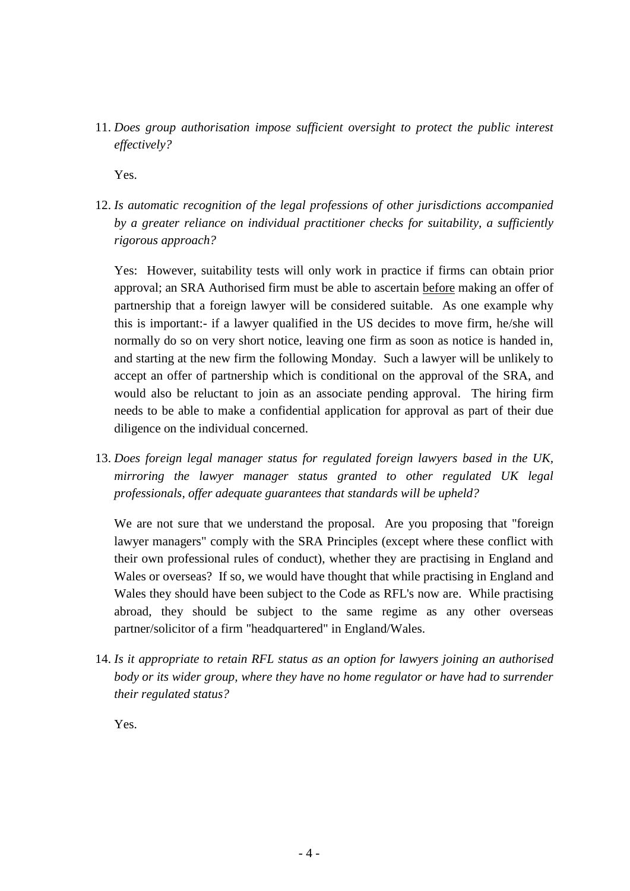11. *Does group authorisation impose sufficient oversight to protect the public interest effectively?*

    Yes.

12. *Is automatic recognition of the legal professions of other jurisdictions accompanied by a greater reliance on individual practitioner checks for suitability, a sufficiently rigorous approach?*

    Yes: However, suitability tests will only work in practice if firms can obtain prior approval; an SRA Authorised firm must be able to ascertain <u>before</u> making an offer of partnership that a foreign lawyer will be considered suitable. As one example why this is important:- if a lawyer qualified in the US decides to move firm, he/she will normally do so on very short notice, leaving one firm as soon as notice is handed in, and starting at the new firm the following Monday. Such a lawyer will be unlikely to accept an offer of partnership which is conditional on the approval of the SRA, and would also be reluctant to join as an associate pending approval. The hiring firm needs to be able to make a confidential application for approval as part of their due diligence on the individual concerned.

13. *Does foreign legal manager status for regulated foreign lawyers based in the UK, mirroring the lawyer manager status granted to other regulated UK legal professionals, offer adequate guarantees that standards will be upheld?*

    We are not sure that we understand the proposal. Are you proposing that "foreign lawyer managers" comply with the SRA Principles (except where these conflict with their own professional rules of conduct), whether they are practising in England and Wales or overseas? If so, we would have thought that while practising in England and Wales they should have been subject to the Code as RFL's now are. While practising abroad, they should be subject to the same regime as any other overseas partner/solicitor of a firm "headquartered" in England/Wales.

14. *Is it appropriate to retain RFL status as an option for lawyers joining an authorised body or its wider group, where they have no home regulator or have had to surrender their regulated status?*

    Yes.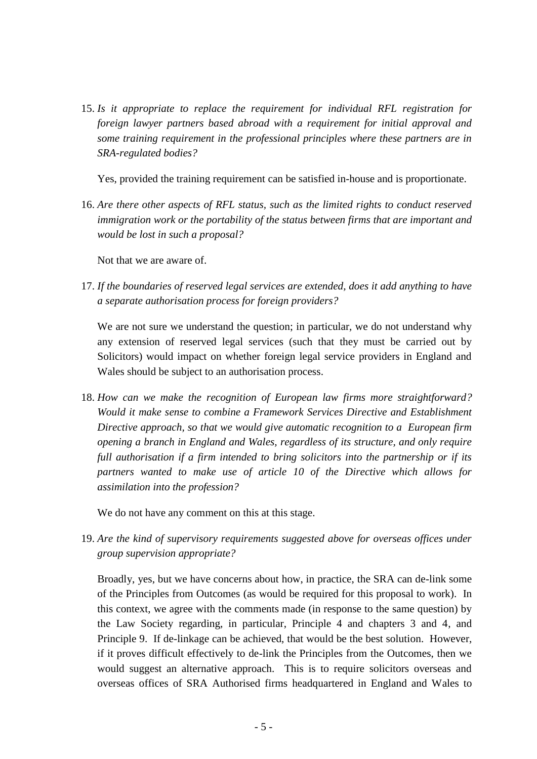15. *Is it appropriate to replace the requirement for individual RFL registration for foreign lawyer partners based abroad with a requirement for initial approval and some training requirement in the professional principles where these partners are in SRA-regulated bodies?*

    Yes, provided the training requirement can be satisfied in-house and is proportionate.

16. *Are there other aspects of RFL status, such as the limited rights to conduct reserved immigration work or the portability of the status between firms that are important and would be lost in such a proposal?*

    Not that we are aware of.

17. *If the boundaries of reserved legal services are extended, does it add anything to have a separate authorisation process for foreign providers?*

    We are not sure we understand the question; in particular, we do not understand why any extension of reserved legal services (such that they must be carried out by Solicitors) would impact on whether foreign legal service providers in England and Wales should be subject to an authorisation process.

18. *How can we make the recognition of European law firms more straightforward? Would it make sense to combine a Framework Services Directive and Establishment Directive approach, so that we would give automatic recognition to a European firm opening a branch in England and Wales, regardless of its structure, and only require full authorisation if a firm intended to bring solicitors into the partnership or if its partners wanted to make use of article 10 of the Directive which allows for assimilation into the profession?*

    We do not have any comment on this at this stage.

19. *Are the kind of supervisory requirements suggested above for overseas offices under group supervision appropriate?*

    Broadly, yes, but we have concerns about how, in practice, the SRA can de-link some of the Principles from Outcomes (as would be required for this proposal to work). In this context, we agree with the comments made (in response to the same question) by the Law Society regarding, in particular, Principle 4 and chapters 3 and 4, and Principle 9. If de-linkage can be achieved, that would be the best solution. However, if it proves difficult effectively to de-link the Principles from the Outcomes, then we would suggest an alternative approach. This is to require solicitors overseas and overseas offices of SRA Authorised firms headquartered in England and Wales to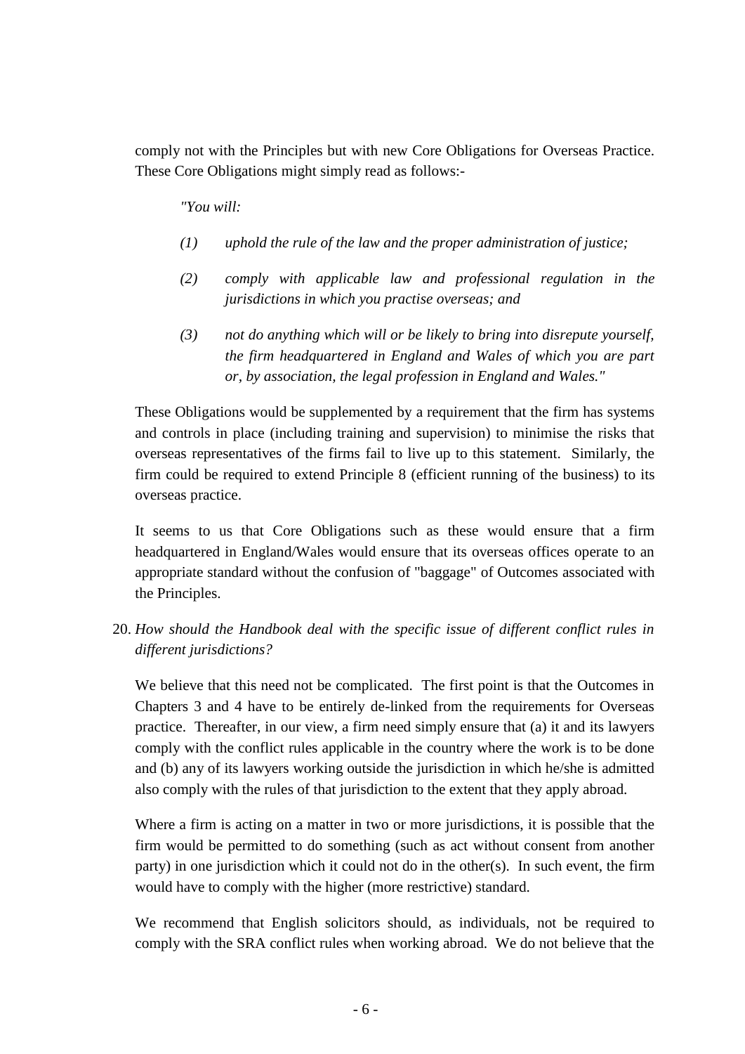comply not with the Principles but with new Core Obligations for Overseas Practice. These Core Obligations might simply read as follows:-

> *"You will:*
>
> *(1) uphold the rule of the law and the proper administration of justice;*
>
> *(2) comply with applicable law and professional regulation in the jurisdictions in which you practise overseas; and*
>
> *(3) not do anything which will or be likely to bring into disrepute yourself, the firm headquartered in England and Wales of which you are part or, by association, the legal profession in England and Wales."*

These Obligations would be supplemented by a requirement that the firm has systems and controls in place (including training and supervision) to minimise the risks that overseas representatives of the firms fail to live up to this statement. Similarly, the firm could be required to extend Principle 8 (efficient running of the business) to its overseas practice.

It seems to us that Core Obligations such as these would ensure that a firm headquartered in England/Wales would ensure that its overseas offices operate to an appropriate standard without the confusion of "baggage" of Outcomes associated with the Principles.

20. *How should the Handbook deal with the specific issue of different conflict rules in different jurisdictions?*

We believe that this need not be complicated. The first point is that the Outcomes in Chapters 3 and 4 have to be entirely de-linked from the requirements for Overseas practice. Thereafter, in our view, a firm need simply ensure that (a) it and its lawyers comply with the conflict rules applicable in the country where the work is to be done and (b) any of its lawyers working outside the jurisdiction in which he/she is admitted also comply with the rules of that jurisdiction to the extent that they apply abroad.

Where a firm is acting on a matter in two or more jurisdictions, it is possible that the firm would be permitted to do something (such as act without consent from another party) in one jurisdiction which it could not do in the other(s). In such event, the firm would have to comply with the higher (more restrictive) standard.

We recommend that English solicitors should, as individuals, not be required to comply with the SRA conflict rules when working abroad. We do not believe that the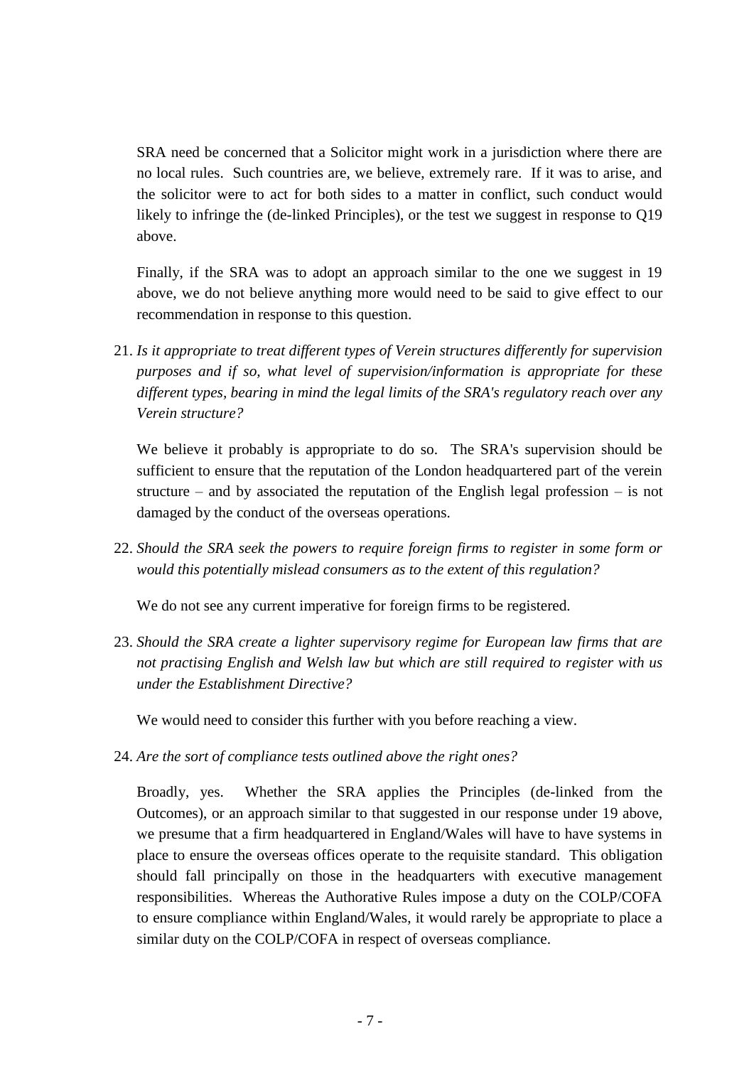SRA need be concerned that a Solicitor might work in a jurisdiction where there are no local rules. Such countries are, we believe, extremely rare. If it was to arise, and the solicitor were to act for both sides to a matter in conflict, such conduct would likely to infringe the (de-linked Principles), or the test we suggest in response to Q19 above.

Finally, if the SRA was to adopt an approach similar to the one we suggest in 19 above, we do not believe anything more would need to be said to give effect to our recommendation in response to this question.

21. *Is it appropriate to treat different types of Verein structures differently for supervision purposes and if so, what level of supervision/information is appropriate for these different types, bearing in mind the legal limits of the SRA's regulatory reach over any Verein structure?*

    We believe it probably is appropriate to do so. The SRA's supervision should be sufficient to ensure that the reputation of the London headquartered part of the verein structure – and by associated the reputation of the English legal profession – is not damaged by the conduct of the overseas operations.

22. *Should the SRA seek the powers to require foreign firms to register in some form or would this potentially mislead consumers as to the extent of this regulation?*

    We do not see any current imperative for foreign firms to be registered.

23. *Should the SRA create a lighter supervisory regime for European law firms that are not practising English and Welsh law but which are still required to register with us under the Establishment Directive?*

    We would need to consider this further with you before reaching a view.

24. *Are the sort of compliance tests outlined above the right ones?*

    Broadly, yes. Whether the SRA applies the Principles (de-linked from the Outcomes), or an approach similar to that suggested in our response under 19 above, we presume that a firm headquartered in England/Wales will have to have systems in place to ensure the overseas offices operate to the requisite standard. This obligation should fall principally on those in the headquarters with executive management responsibilities. Whereas the Authorative Rules impose a duty on the COLP/COFA to ensure compliance within England/Wales, it would rarely be appropriate to place a similar duty on the COLP/COFA in respect of overseas compliance.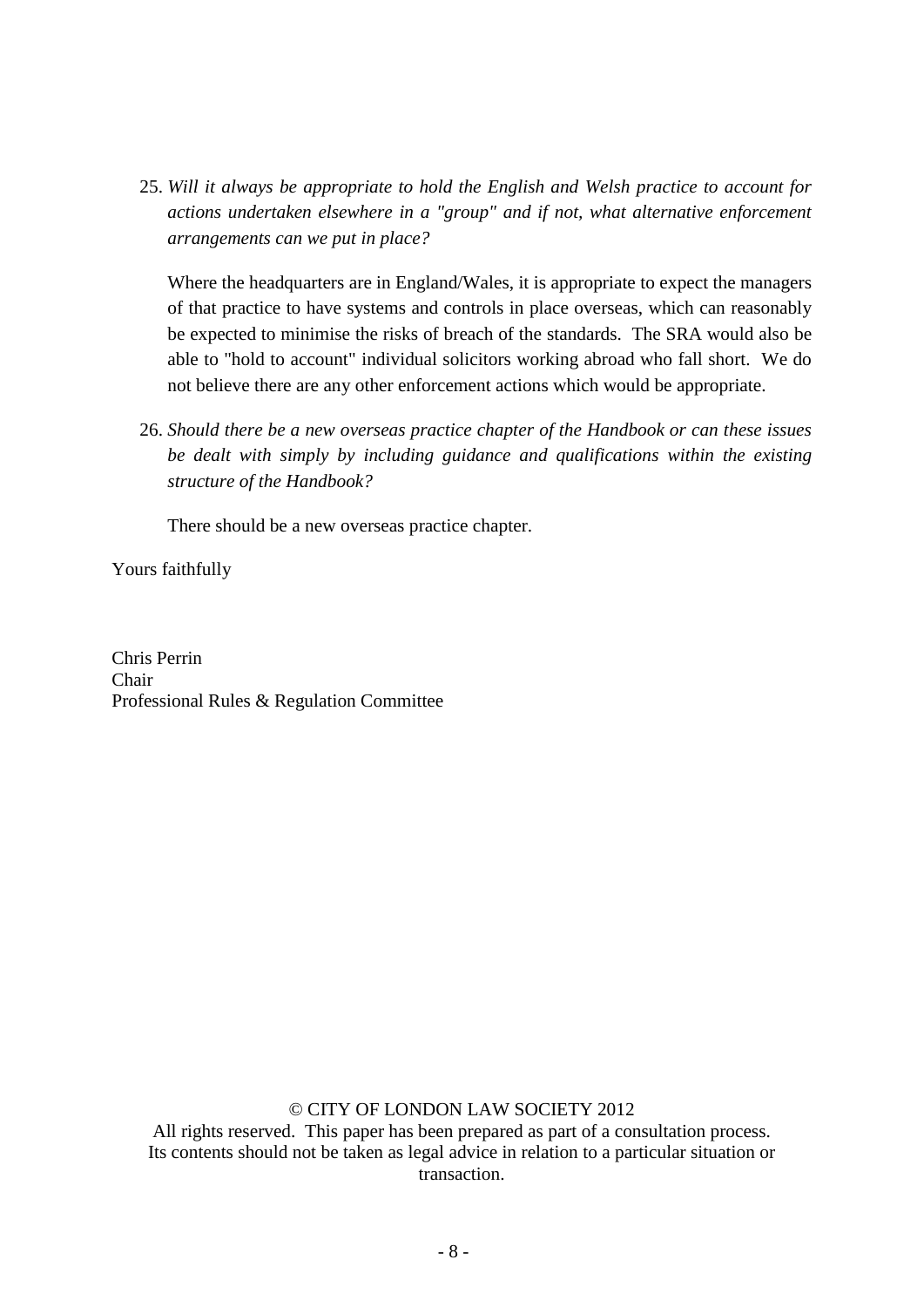25. *Will it always be appropriate to hold the English and Welsh practice to account for actions undertaken elsewhere in a "group" and if not, what alternative enforcement arrangements can we put in place?*

    Where the headquarters are in England/Wales, it is appropriate to expect the managers of that practice to have systems and controls in place overseas, which can reasonably be expected to minimise the risks of breach of the standards. The SRA would also be able to "hold to account" individual solicitors working abroad who fall short. We do not believe there are any other enforcement actions which would be appropriate.

26. *Should there be a new overseas practice chapter of the Handbook or can these issues be dealt with simply by including guidance and qualifications within the existing structure of the Handbook?*

    There should be a new overseas practice chapter.

Yours faithfully

Chris Perrin
Chair
Professional Rules & Regulation Committee

© CITY OF LONDON LAW SOCIETY 2012
All rights reserved. This paper has been prepared as part of a consultation process. Its contents should not be taken as legal advice in relation to a particular situation or transaction.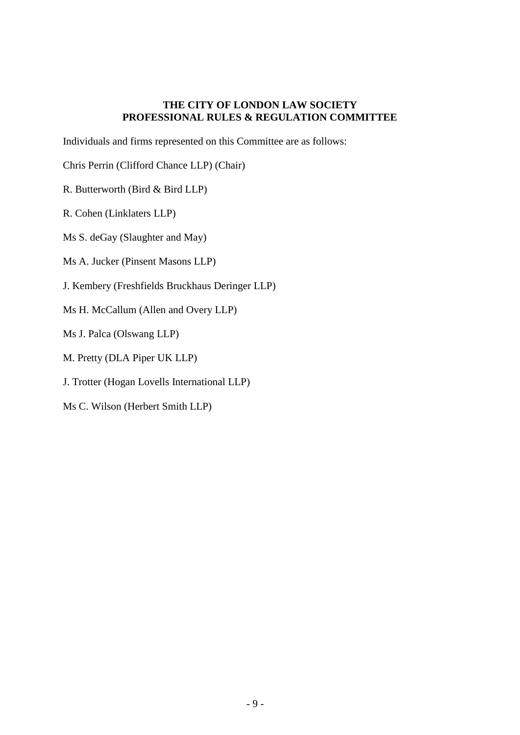**THE CITY OF LONDON LAW SOCIETY**
**PROFESSIONAL RULES & REGULATION COMMITTEE**

Individuals and firms represented on this Committee are as follows:

Chris Perrin (Clifford Chance LLP) (Chair)

R. Butterworth (Bird & Bird LLP)

R. Cohen (Linklaters LLP)

Ms S. deGay (Slaughter and May)

Ms A. Jucker (Pinsent Masons LLP)

J. Kembery (Freshfields Bruckhaus Deringer LLP)

Ms H. McCallum (Allen and Overy LLP)

Ms J. Palca (Olswang LLP)

M. Pretty (DLA Piper UK LLP)

J. Trotter (Hogan Lovells International LLP)

Ms C. Wilson (Herbert Smith LLP)